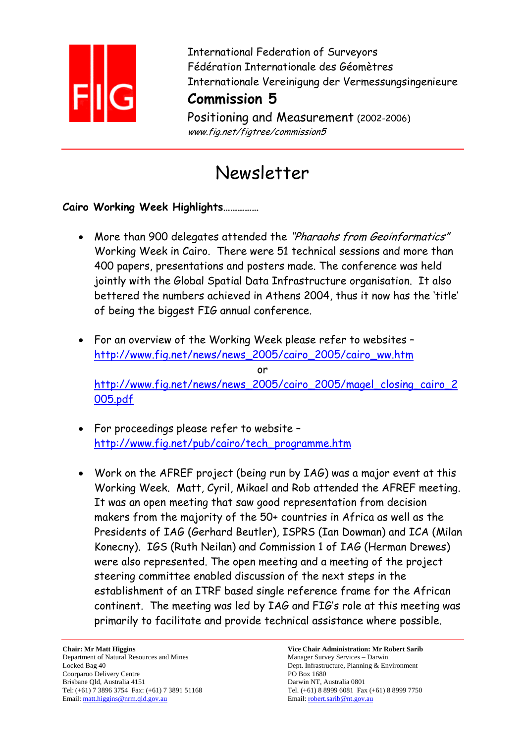International Federation of Surveyors
Fédération Internationale des Géomètres
Internationale Vereinigung der Vermessungsingenieure

**Commission 5**

Positioning and Measurement (2002-2006)

*www.fig.net/figtree/commission5*

# Newsletter

**Cairo Working Week Highlights**……………

- More than 900 delegates attended the *"Pharaohs from Geoinformatics"* Working Week in Cairo. There were 51 technical sessions and more than 400 papers, presentations and posters made. The conference was held jointly with the Global Spatial Data Infrastructure organisation. It also bettered the numbers achieved in Athens 2004, thus it now has the 'title' of being the biggest FIG annual conference.

- For an overview of the Working Week please refer to websites – http://www.fig.net/news/news_2005/cairo_2005/cairo_ww.htm
  or
  http://www.fig.net/news/news_2005/cairo_2005/magel_closing_cairo_2005.pdf

- For proceedings please refer to website – http://www.fig.net/pub/cairo/tech_programme.htm

- Work on the AFREF project (being run by IAG) was a major event at this Working Week. Matt, Cyril, Mikael and Rob attended the AFREF meeting. It was an open meeting that saw good representation from decision makers from the majority of the 50+ countries in Africa as well as the Presidents of IAG (Gerhard Beutler), ISPRS (Ian Dowman) and ICA (Milan Konecny). IGS (Ruth Neilan) and Commission 1 of IAG (Herman Drewes) were also represented. The open meeting and a meeting of the project steering committee enabled discussion of the next steps in the establishment of an ITRF based single reference frame for the African continent. The meeting was led by IAG and FIG's role at this meeting was primarily to facilitate and provide technical assistance where possible.

**Chair: Mr Matt Higgins**
Department of Natural Resources and Mines
Locked Bag 40
Coorparoo Delivery Centre
Brisbane Qld, Australia 4151
Tel: (+61) 7 3896 3754 Fax: (+61) 7 3891 51168
Email: matt.higgins@nrm.qld.gov.au

**Vice Chair Administration: Mr Robert Sarib**
Manager Survey Services – Darwin
Dept. Infrastructure, Planning & Environment
PO Box 1680
Darwin NT, Australia 0801
Tel. (+61) 8 8999 6081 Fax (+61) 8 8999 7750
Email: robert.sarib@nt.gov.au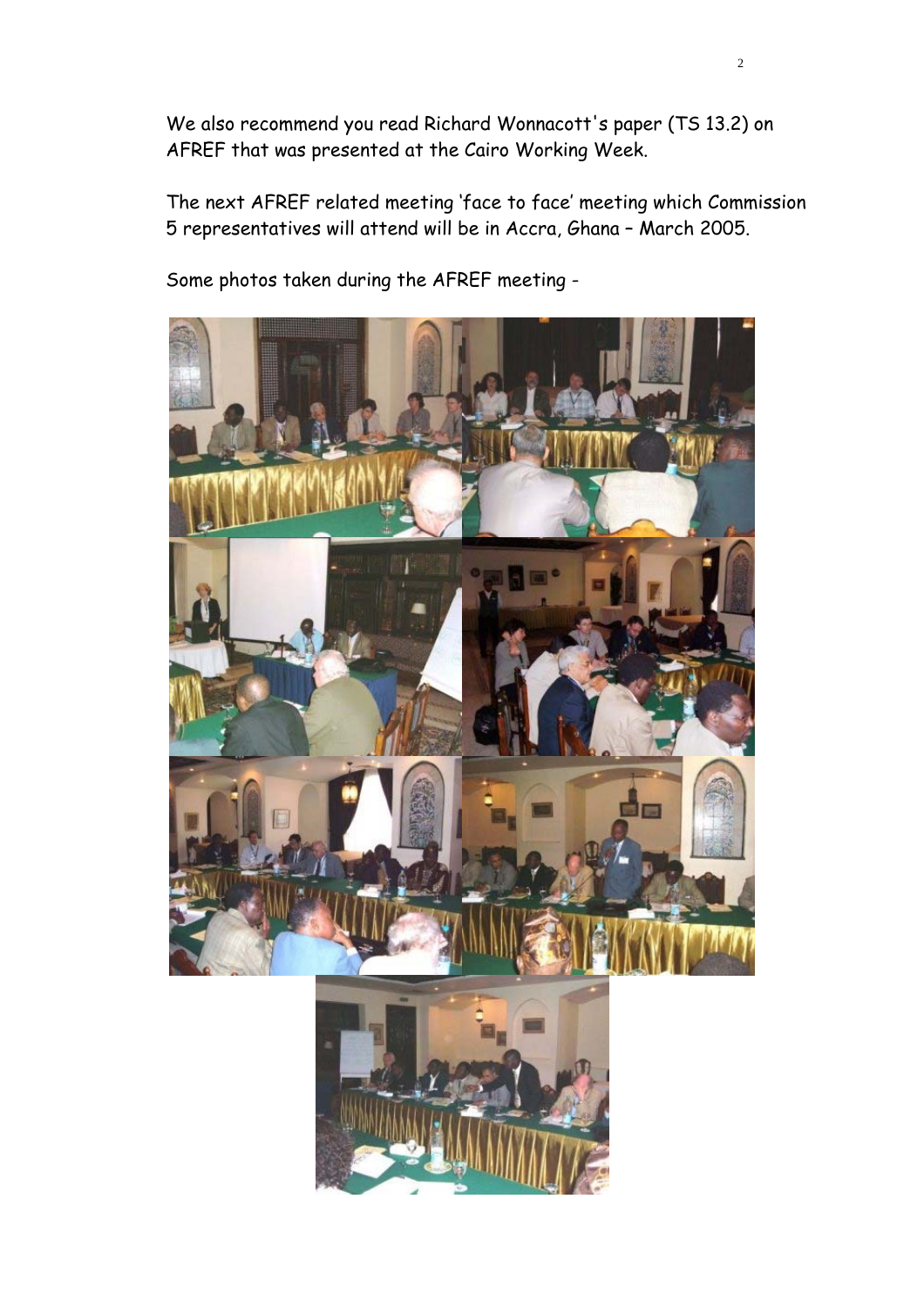We also recommend you read Richard Wonnacott's paper (TS 13.2) on AFREF that was presented at the Cairo Working Week.

The next AFREF related meeting 'face to face' meeting which Commission 5 representatives will attend will be in Accra, Ghana – March 2005.

Some photos taken during the AFREF meeting -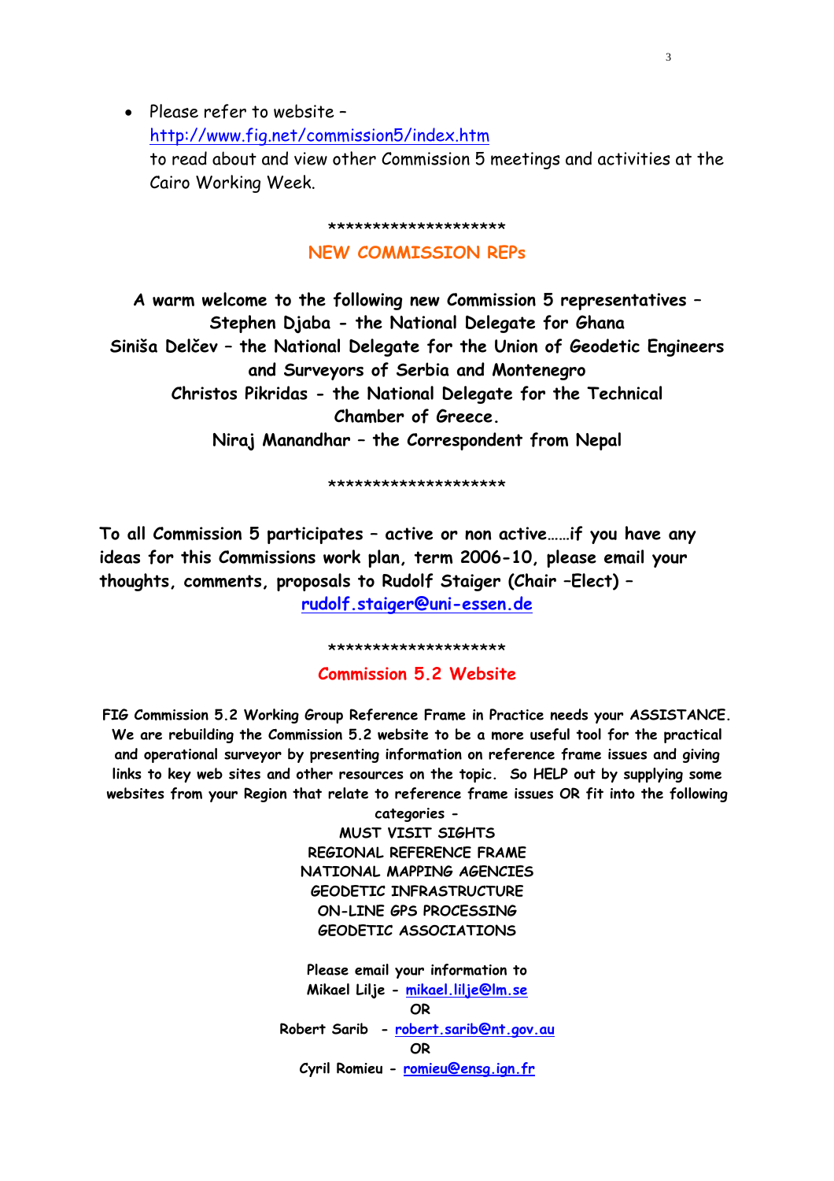- Please refer to website – http://www.fig.net/commission5/index.htm to read about and view other Commission 5 meetings and activities at the Cairo Working Week.

********************

## NEW COMMISSION REPs

**A warm welcome to the following new Commission 5 representatives –**
**Stephen Djaba - the National Delegate for Ghana**
**Siniša Delčev – the National Delegate for the Union of Geodetic Engineers and Surveyors of Serbia and Montenegro**
**Christos Pikridas - the National Delegate for the Technical Chamber of Greece.**
**Niraj Manandhar – the Correspondent from Nepal**

********************

**To all Commission 5 participates – active or non active……if you have any ideas for this Commissions work plan, term 2006-10, please email your thoughts, comments, proposals to Rudolf Staiger (Chair –Elect) – rudolf.staiger@uni-essen.de**

********************

## Commission 5.2 Website

**FIG Commission 5.2 Working Group Reference Frame in Practice needs your ASSISTANCE. We are rebuilding the Commission 5.2 website to be a more useful tool for the practical and operational surveyor by presenting information on reference frame issues and giving links to key web sites and other resources on the topic. So HELP out by supplying some websites from your Region that relate to reference frame issues OR fit into the following categories -**

MUST VISIT SIGHTS
REGIONAL REFERENCE FRAME
NATIONAL MAPPING AGENCIES
GEODETIC INFRASTRUCTURE
ON-LINE GPS PROCESSING
GEODETIC ASSOCIATIONS

**Please email your information to**
**Mikael Lilje - mikael.lilje@lm.se**
**OR**
**Robert Sarib - robert.sarib@nt.gov.au**
**OR**
**Cyril Romieu - romieu@ensg.ign.fr**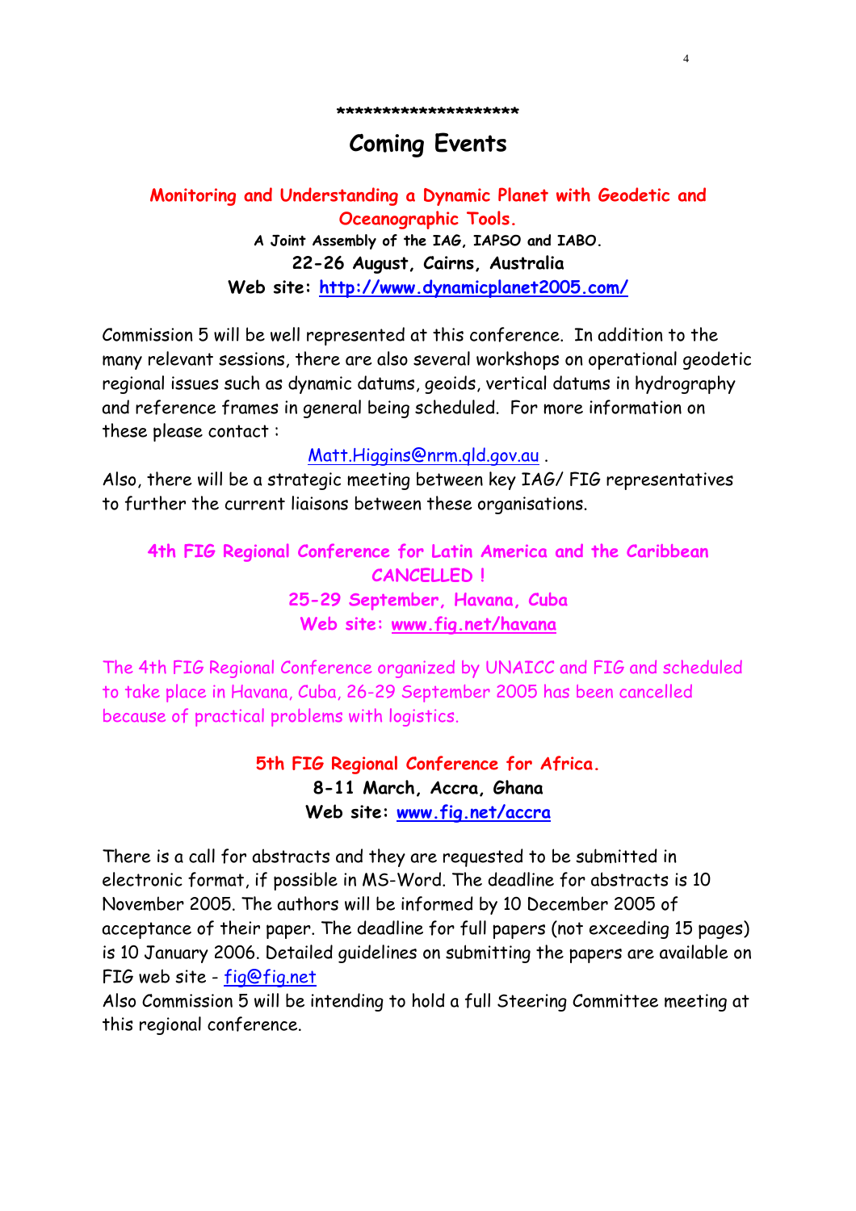********************

# Coming Events

### Monitoring and Understanding a Dynamic Planet with Geodetic and Oceanographic Tools.

**A Joint Assembly of the IAG, IAPSO and IABO.**

**22-26 August, Cairns, Australia**

**Web site: [http://www.dynamicplanet2005.com/](http://www.dynamicplanet2005.com/)**

Commission 5 will be well represented at this conference. In addition to the many relevant sessions, there are also several workshops on operational geodetic regional issues such as dynamic datums, geoids, vertical datums in hydrography and reference frames in general being scheduled. For more information on these please contact :

Matt.Higgins@nrm.qld.gov.au .

Also, there will be a strategic meeting between key IAG/ FIG representatives to further the current liaisons between these organisations.

### 4th FIG Regional Conference for Latin America and the Caribbean CANCELLED !

**25-29 September, Havana, Cuba**

**Web site: [www.fig.net/havana](www.fig.net/havana)**

The 4th FIG Regional Conference organized by UNAICC and FIG and scheduled to take place in Havana, Cuba, 26-29 September 2005 has been cancelled because of practical problems with logistics.

### 5th FIG Regional Conference for Africa.

**8-11 March, Accra, Ghana**

**Web site: [www.fig.net/accra](www.fig.net/accra)**

There is a call for abstracts and they are requested to be submitted in electronic format, if possible in MS-Word. The deadline for abstracts is 10 November 2005. The authors will be informed by 10 December 2005 of acceptance of their paper. The deadline for full papers (not exceeding 15 pages) is 10 January 2006. Detailed guidelines on submitting the papers are available on FIG web site - fig@fig.net

Also Commission 5 will be intending to hold a full Steering Committee meeting at this regional conference.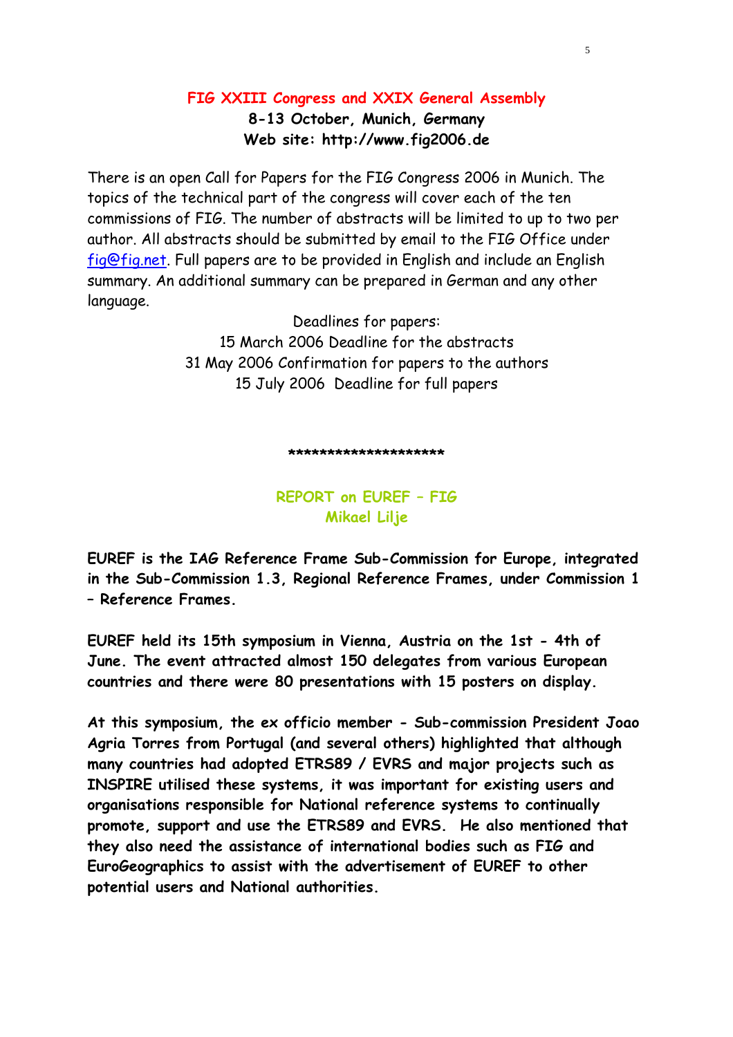## FIG XXIII Congress and XXIX General Assembly

**8-13 October, Munich, Germany**
**Web site: http://www.fig2006.de**

There is an open Call for Papers for the FIG Congress 2006 in Munich. The topics of the technical part of the congress will cover each of the ten commissions of FIG. The number of abstracts will be limited to up to two per author. All abstracts should be submitted by email to the FIG Office under fig@fig.net. Full papers are to be provided in English and include an English summary. An additional summary can be prepared in German and any other language.

Deadlines for papers:
15 March 2006 Deadline for the abstracts
31 May 2006 Confirmation for papers to the authors
15 July 2006 Deadline for full papers

********************

## REPORT on EUREF – FIG

**Mikael Lilje**

**EUREF is the IAG Reference Frame Sub-Commission for Europe, integrated in the Sub-Commission 1.3, Regional Reference Frames, under Commission 1 – Reference Frames.**

**EUREF held its 15th symposium in Vienna, Austria on the 1st - 4th of June. The event attracted almost 150 delegates from various European countries and there were 80 presentations with 15 posters on display.**

**At this symposium, the ex officio member - Sub-commission President Joao Agria Torres from Portugal (and several others) highlighted that although many countries had adopted ETRS89 / EVRS and major projects such as INSPIRE utilised these systems, it was important for existing users and organisations responsible for National reference systems to continually promote, support and use the ETRS89 and EVRS. He also mentioned that they also need the assistance of international bodies such as FIG and EuroGeographics to assist with the advertisement of EUREF to other potential users and National authorities.**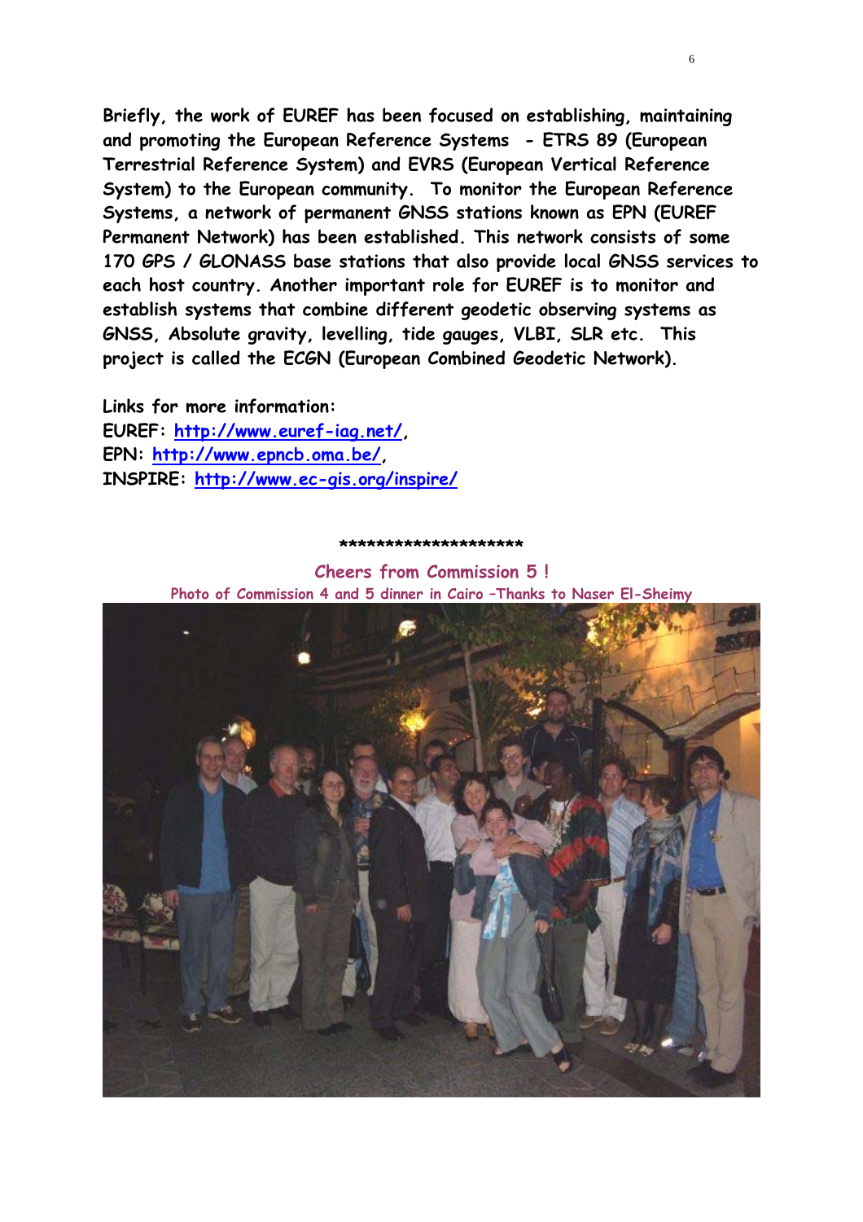**Briefly, the work of EUREF has been focused on establishing, maintaining and promoting the European Reference Systems - ETRS 89 (European Terrestrial Reference System) and EVRS (European Vertical Reference System) to the European community. To monitor the European Reference Systems, a network of permanent GNSS stations known as EPN (EUREF Permanent Network) has been established. This network consists of some 170 GPS / GLONASS base stations that also provide local GNSS services to each host country. Another important role for EUREF is to monitor and establish systems that combine different geodetic observing systems as GNSS, Absolute gravity, levelling, tide gauges, VLBI, SLR etc. This project is called the ECGN (European Combined Geodetic Network).**

**Links for more information:**
**EUREF: [http://www.euref-iag.net/](http://www.euref-iag.net/),**
**EPN: [http://www.epncb.oma.be/](http://www.epncb.oma.be/),**
**INSPIRE: [http://www.ec-gis.org/inspire/](http://www.ec-gis.org/inspire/)**

**********************

**Cheers from Commission 5 !**

**Photo of Commission 4 and 5 dinner in Cairo –Thanks to Naser El-Sheimy**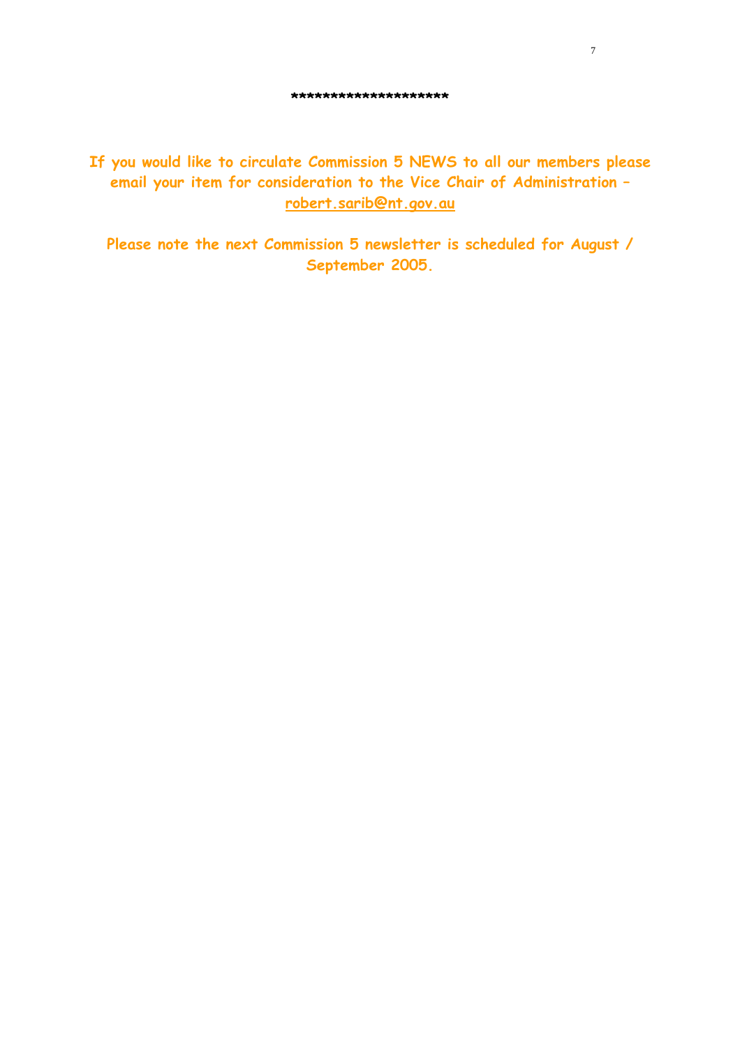********************

**If you would like to circulate Commission 5 NEWS to all our members please email your item for consideration to the Vice Chair of Administration – robert.sarib@nt.gov.au**

**Please note the next Commission 5 newsletter is scheduled for August / September 2005.**